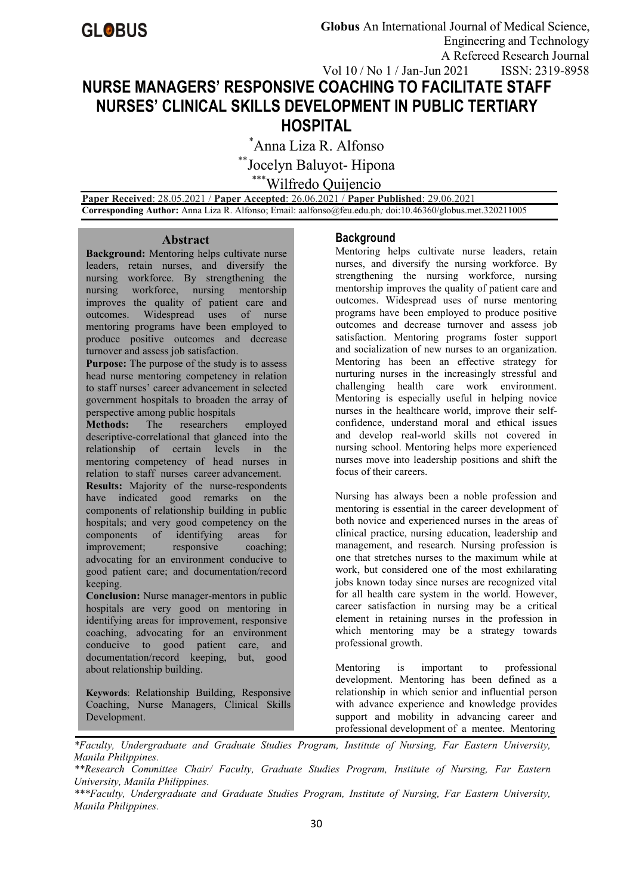# NURSE MANAGERS' RESPONSIVE COACHING TO FACILITATE STAFF NURSES' CLINICAL SKILLS DEVELOPMENT IN PUBLIC TERTIARY HOSPITAL

[*]Anna Liza R. Alfonso

[**]Jocelyn Baluyot- Hipona

[***]Wilfredo Quijencio

**Paper Received**: 28.05.2021 / **Paper Accepted**: 26.06.2021 / **Paper Published**: 29.06.2021

**Corresponding Author:** Anna Liza R. Alfonso; Email: aalfonso@feu.edu.ph*;* doi:10.46360/globus.met.320211005

## Abstract

**Background:** Mentoring helps cultivate nurse leaders, retain nurses, and diversify the nursing workforce. By strengthening the nursing workforce, nursing mentorship improves the quality of patient care and outcomes. Widespread uses of nurse mentoring programs have been employed to produce positive outcomes and decrease turnover and assess job satisfaction.

**Purpose:** The purpose of the study is to assess head nurse mentoring competency in relation to staff nurses' career advancement in selected government hospitals to broaden the array of perspective among public hospitals

**Methods:** The researchers employed descriptive-correlational that glanced into the relationship of certain levels in the mentoring competency of head nurses in relation to staff nurses career advancement.

**Results:** Majority of the nurse-respondents have indicated good remarks on the components of relationship building in public hospitals; and very good competency on the components of identifying areas for improvement; responsive coaching; advocating for an environment conducive to good patient care; and documentation/record keeping.

**Conclusion:** Nurse manager-mentors in public hospitals are very good on mentoring in identifying areas for improvement, responsive coaching, advocating for an environment conducive to good patient care, and documentation/record keeping, but, good about relationship building.

**Keywords**: Relationship Building, Responsive Coaching, Nurse Managers, Clinical Skills Development.

## Background

Mentoring helps cultivate nurse leaders, retain nurses, and diversify the nursing workforce. By strengthening the nursing workforce, nursing mentorship improves the quality of patient care and outcomes. Widespread uses of nurse mentoring programs have been employed to produce positive outcomes and decrease turnover and assess job satisfaction. Mentoring programs foster support and socialization of new nurses to an organization. Mentoring has been an effective strategy for nurturing nurses in the increasingly stressful and challenging health care work environment. Mentoring is especially useful in helping novice nurses in the healthcare world, improve their self-confidence, understand moral and ethical issues and develop real-world skills not covered in nursing school. Mentoring helps more experienced nurses move into leadership positions and shift the focus of their careers.

Nursing has always been a noble profession and mentoring is essential in the career development of both novice and experienced nurses in the areas of clinical practice, nursing education, leadership and management, and research. Nursing profession is one that stretches nurses to the maximum while at work, but considered one of the most exhilarating jobs known today since nurses are recognized vital for all health care system in the world. However, career satisfaction in nursing may be a critical element in retaining nurses in the profession in which mentoring may be a strategy towards professional growth.

Mentoring is important to professional development. Mentoring has been defined as a relationship in which senior and influential person with advance experience and knowledge provides support and mobility in advancing career and professional development of a mentee. Mentoring

*\*Faculty, Undergraduate and Graduate Studies Program, Institute of Nursing, Far Eastern University, Manila Philippines.*

*\*\*Research Committee Chair/ Faculty, Graduate Studies Program, Institute of Nursing, Far Eastern University, Manila Philippines.*

*\*\*\*Faculty, Undergraduate and Graduate Studies Program, Institute of Nursing, Far Eastern University, Manila Philippines.*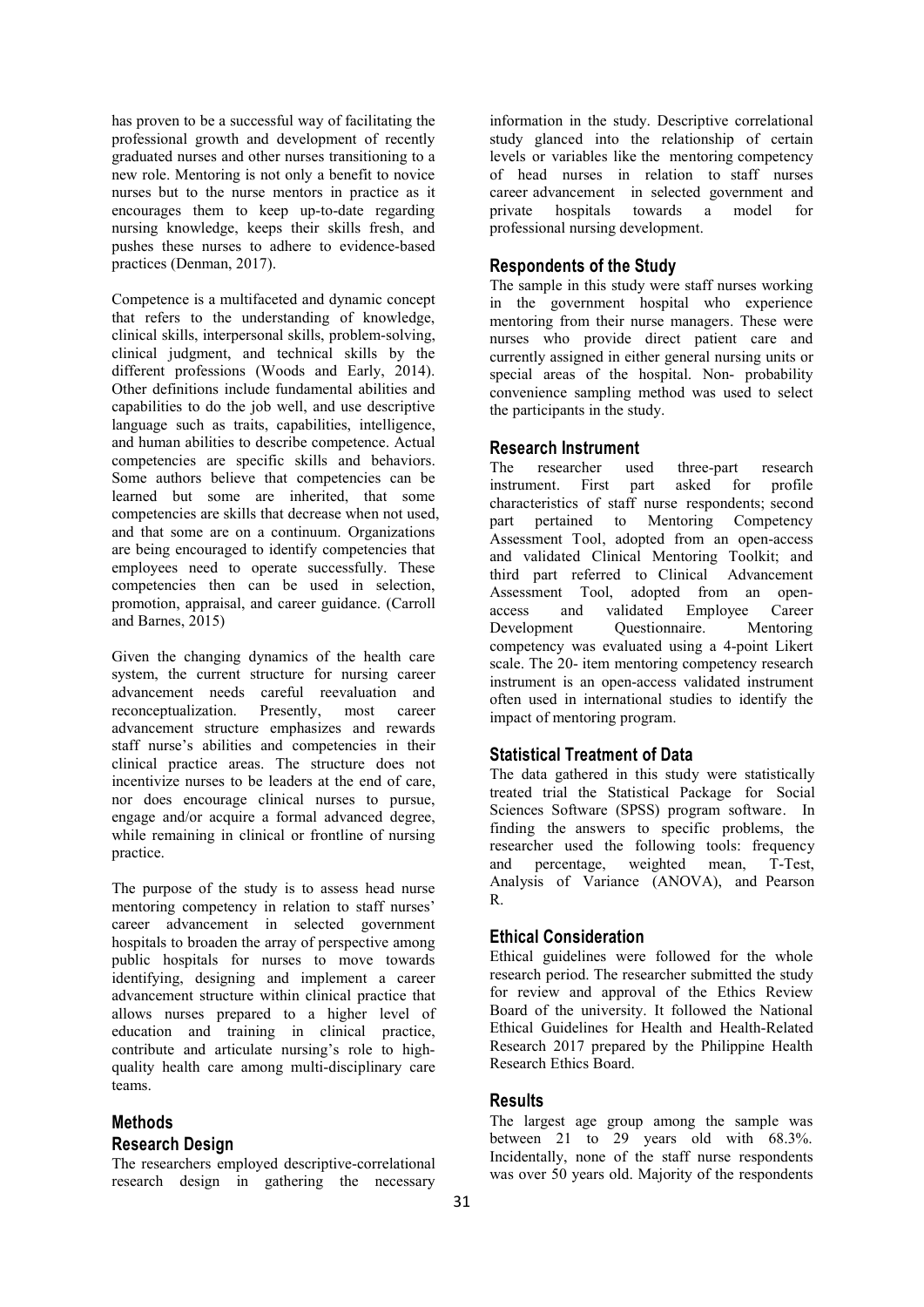has proven to be a successful way of facilitating the professional growth and development of recently graduated nurses and other nurses transitioning to a new role. Mentoring is not only a benefit to novice nurses but to the nurse mentors in practice as it encourages them to keep up-to-date regarding nursing knowledge, keeps their skills fresh, and pushes these nurses to adhere to evidence-based practices (Denman, 2017).

Competence is a multifaceted and dynamic concept that refers to the understanding of knowledge, clinical skills, interpersonal skills, problem-solving, clinical judgment, and technical skills by the different professions (Woods and Early, 2014). Other definitions include fundamental abilities and capabilities to do the job well, and use descriptive language such as traits, capabilities, intelligence, and human abilities to describe competence. Actual competencies are specific skills and behaviors. Some authors believe that competencies can be learned but some are inherited, that some competencies are skills that decrease when not used, and that some are on a continuum. Organizations are being encouraged to identify competencies that employees need to operate successfully. These competencies then can be used in selection, promotion, appraisal, and career guidance. (Carroll and Barnes, 2015)

Given the changing dynamics of the health care system, the current structure for nursing career advancement needs careful reevaluation and reconceptualization. Presently, most career advancement structure emphasizes and rewards staff nurse's abilities and competencies in their clinical practice areas. The structure does not incentivize nurses to be leaders at the end of care, nor does encourage clinical nurses to pursue, engage and/or acquire a formal advanced degree, while remaining in clinical or frontline of nursing practice.

The purpose of the study is to assess head nurse mentoring competency in relation to staff nurses' career advancement in selected government hospitals to broaden the array of perspective among public hospitals for nurses to move towards identifying, designing and implement a career advancement structure within clinical practice that allows nurses prepared to a higher level of education and training in clinical practice, contribute and articulate nursing's role to high-quality health care among multi-disciplinary care teams.

## Methods

### Research Design

The researchers employed descriptive-correlational research design in gathering the necessary information in the study. Descriptive correlational study glanced into the relationship of certain levels or variables like the mentoring competency of head nurses in relation to staff nurses career advancement in selected government and private hospitals towards a model for professional nursing development.

### Respondents of the Study

The sample in this study were staff nurses working in the government hospital who experience mentoring from their nurse managers. These were nurses who provide direct patient care and currently assigned in either general nursing units or special areas of the hospital. Non- probability convenience sampling method was used to select the participants in the study.

### Research Instrument

The researcher used three-part research instrument. First part asked for profile characteristics of staff nurse respondents; second part pertained to Mentoring Competency Assessment Tool, adopted from an open-access and validated Clinical Mentoring Toolkit; and third part referred to Clinical Advancement Assessment Tool, adopted from an open-access and validated Employee Career Development Questionnaire. Mentoring competency was evaluated using a 4-point Likert scale. The 20- item mentoring competency research instrument is an open-access validated instrument often used in international studies to identify the impact of mentoring program.

### Statistical Treatment of Data

The data gathered in this study were statistically treated trial the Statistical Package for Social Sciences Software (SPSS) program software. In finding the answers to specific problems, the researcher used the following tools: frequency and percentage, weighted mean, T-Test, Analysis of Variance (ANOVA), and Pearson R.

### Ethical Consideration

Ethical guidelines were followed for the whole research period. The researcher submitted the study for review and approval of the Ethics Review Board of the university. It followed the National Ethical Guidelines for Health and Health-Related Research 2017 prepared by the Philippine Health Research Ethics Board.

## Results

The largest age group among the sample was between 21 to 29 years old with 68.3%. Incidentally, none of the staff nurse respondents was over 50 years old. Majority of the respondents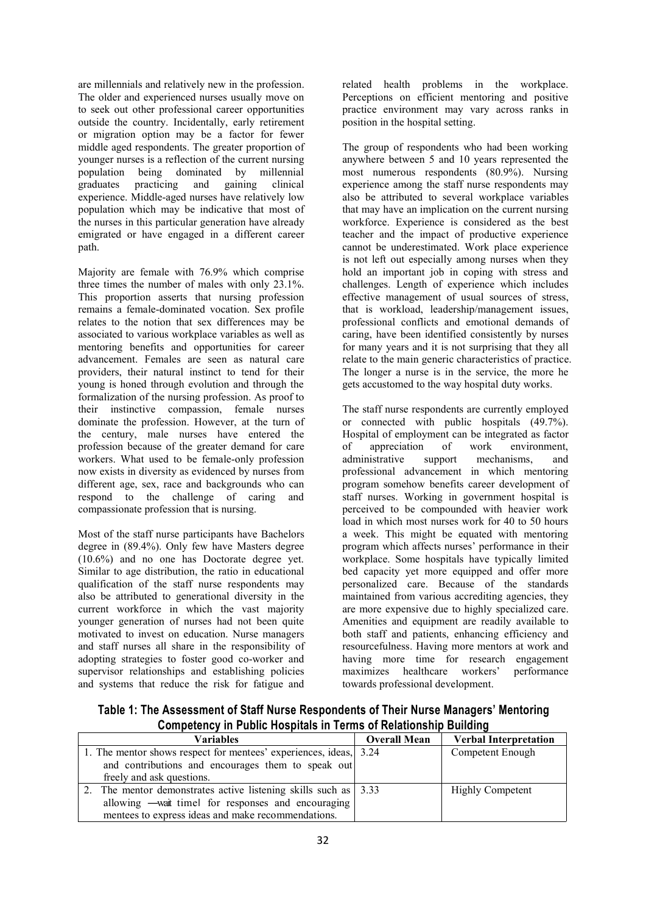are millennials and relatively new in the profession. The older and experienced nurses usually move on to seek out other professional career opportunities outside the country. Incidentally, early retirement or migration option may be a factor for fewer middle aged respondents. The greater proportion of younger nurses is a reflection of the current nursing population being dominated by millennial graduates practicing and gaining clinical experience. Middle-aged nurses have relatively low population which may be indicative that most of the nurses in this particular generation have already emigrated or have engaged in a different career path.

Majority are female with 76.9% which comprise three times the number of males with only 23.1%. This proportion asserts that nursing profession remains a female-dominated vocation. Sex profile relates to the notion that sex differences may be associated to various workplace variables as well as mentoring benefits and opportunities for career advancement. Females are seen as natural care providers, their natural instinct to tend for their young is honed through evolution and through the formalization of the nursing profession. As proof to their instinctive compassion, female nurses dominate the profession. However, at the turn of the century, male nurses have entered the profession because of the greater demand for care workers. What used to be female-only profession now exists in diversity as evidenced by nurses from different age, sex, race and backgrounds who can respond to the challenge of caring and compassionate profession that is nursing.

Most of the staff nurse participants have Bachelors degree in (89.4%). Only few have Masters degree (10.6%) and no one has Doctorate degree yet. Similar to age distribution, the ratio in educational qualification of the staff nurse respondents may also be attributed to generational diversity in the current workforce in which the vast majority younger generation of nurses had not been quite motivated to invest on education. Nurse managers and staff nurses all share in the responsibility of adopting strategies to foster good co-worker and supervisor relationships and establishing policies and systems that reduce the risk for fatigue and related health problems in the workplace. Perceptions on efficient mentoring and positive practice environment may vary across ranks in position in the hospital setting.

The group of respondents who had been working anywhere between 5 and 10 years represented the most numerous respondents (80.9%). Nursing experience among the staff nurse respondents may also be attributed to several workplace variables that may have an implication on the current nursing workforce. Experience is considered as the best teacher and the impact of productive experience cannot be underestimated. Work place experience is not left out especially among nurses when they hold an important job in coping with stress and challenges. Length of experience which includes effective management of usual sources of stress, that is workload, leadership/management issues, professional conflicts and emotional demands of caring, have been identified consistently by nurses for many years and it is not surprising that they all relate to the main generic characteristics of practice. The longer a nurse is in the service, the more he gets accustomed to the way hospital duty works.

The staff nurse respondents are currently employed or connected with public hospitals (49.7%). Hospital of employment can be integrated as factor of appreciation of work environment, administrative support mechanisms, and professional advancement in which mentoring program somehow benefits career development of staff nurses. Working in government hospital is perceived to be compounded with heavier work load in which most nurses work for 40 to 50 hours a week. This might be equated with mentoring program which affects nurses' performance in their workplace. Some hospitals have typically limited bed capacity yet more equipped and offer more personalized care. Because of the standards maintained from various accrediting agencies, they are more expensive due to highly specialized care. Amenities and equipment are readily available to both staff and patients, enhancing efficiency and resourcefulness. Having more mentors at work and having more time for research engagement maximizes healthcare workers' performance towards professional development.

**Table 1: The Assessment of Staff Nurse Respondents of Their Nurse Managers' Mentoring Competency in Public Hospitals in Terms of Relationship Building**

| Variables | Overall Mean | Verbal Interpretation |
|---|---|---|
| 1. The mentor shows respect for mentees' experiences, ideas, and contributions and encourages them to speak out freely and ask questions. | 3.24 | Competent Enough |
| 2. The mentor demonstrates active listening skills such as allowing ―wait time‖ for responses and encouraging mentees to express ideas and make recommendations. | 3.33 | Highly Competent |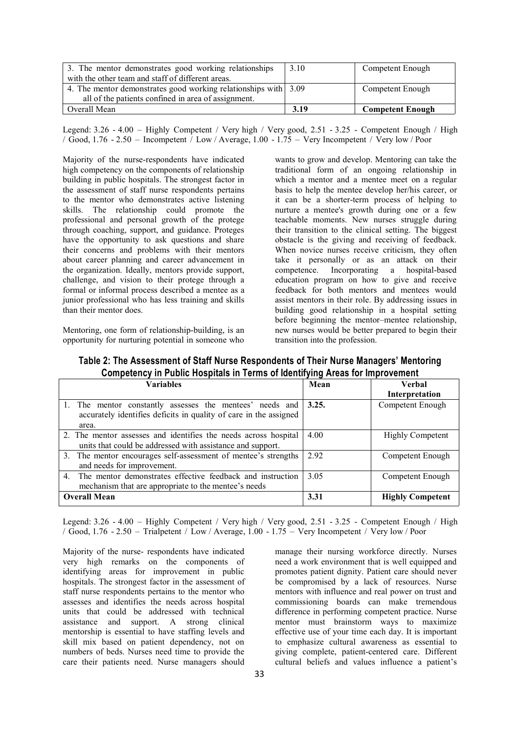| | | |
|---|---|---|
| 3. The mentor demonstrates good working relationships with the other team and staff of different areas. | 3.10 | Competent Enough |
| 4. The mentor demonstrates good working relationships with all of the patients confined in area of assignment. | 3.09 | Competent Enough |
| Overall Mean | **3.19** | **Competent Enough** |

Legend: 3.26 - 4.00 – Highly Competent / Very high / Very good, 2.51 - 3.25 - Competent Enough / High / Good, 1.76 - 2.50 – Incompetent / Low / Average, 1.00 - 1.75 – Very Incompetent / Very low / Poor

Majority of the nurse-respondents have indicated high competency on the components of relationship building in public hospitals. The strongest factor in the assessment of staff nurse respondents pertains to the mentor who demonstrates active listening skills. The relationship could promote the professional and personal growth of the protege through coaching, support, and guidance. Proteges have the opportunity to ask questions and share their concerns and problems with their mentors about career planning and career advancement in the organization. Ideally, mentors provide support, challenge, and vision to their protege through a formal or informal process described a mentee as a junior professional who has less training and skills than their mentor does.

Mentoring, one form of relationship-building, is an opportunity for nurturing potential in someone who wants to grow and develop. Mentoring can take the traditional form of an ongoing relationship in which a mentor and a mentee meet on a regular basis to help the mentee develop her/his career, or it can be a shorter-term process of helping to nurture a mentee's growth during one or a few teachable moments. New nurses struggle during their transition to the clinical setting. The biggest obstacle is the giving and receiving of feedback. When novice nurses receive criticism, they often take it personally or as an attack on their competence. Incorporating a hospital-based education program on how to give and receive feedback for both mentors and mentees would assist mentors in their role. By addressing issues in building good relationship in a hospital setting before beginning the mentor–mentee relationship, new nurses would be better prepared to begin their transition into the profession.

**Table 2: The Assessment of Staff Nurse Respondents of Their Nurse Managers' Mentoring Competency in Public Hospitals in Terms of Identifying Areas for Improvement**

| Variables | Mean | Verbal Interpretation |
|---|---|---|
| 1. The mentor constantly assesses the mentees' needs and accurately identifies deficits in quality of care in the assigned area. | 3.25. | Competent Enough |
| 2. The mentor assesses and identifies the needs across hospital units that could be addressed with assistance and support. | 4.00 | Highly Competent |
| 3. The mentor encourages self-assessment of mentee's strengths and needs for improvement. | 2.92 | Competent Enough |
| 4. The mentor demonstrates effective feedback and instruction mechanism that are appropriate to the mentee's needs | 3.05 | Competent Enough |
| **Overall Mean** | **3.31** | **Highly Competent** |

Legend: 3.26 - 4.00 – Highly Competent / Very high / Very good, 2.51 - 3.25 - Competent Enough / High / Good, 1.76 - 2.50 – Trialpetent / Low / Average, 1.00 - 1.75 – Very Incompetent / Very low / Poor

Majority of the nurse- respondents have indicated very high remarks on the components of identifying areas for improvement in public hospitals. The strongest factor in the assessment of staff nurse respondents pertains to the mentor who assesses and identifies the needs across hospital units that could be addressed with technical assistance and support. A strong clinical mentorship is essential to have staffing levels and skill mix based on patient dependency, not on numbers of beds. Nurses need time to provide the care their patients need. Nurse managers should manage their nursing workforce directly. Nurses need a work environment that is well equipped and promotes patient dignity. Patient care should never be compromised by a lack of resources. Nurse mentors with influence and real power on trust and commissioning boards can make tremendous difference in performing competent practice. Nurse mentor must brainstorm ways to maximize effective use of your time each day. It is important to emphasize cultural awareness as essential to giving complete, patient-centered care. Different cultural beliefs and values influence a patient's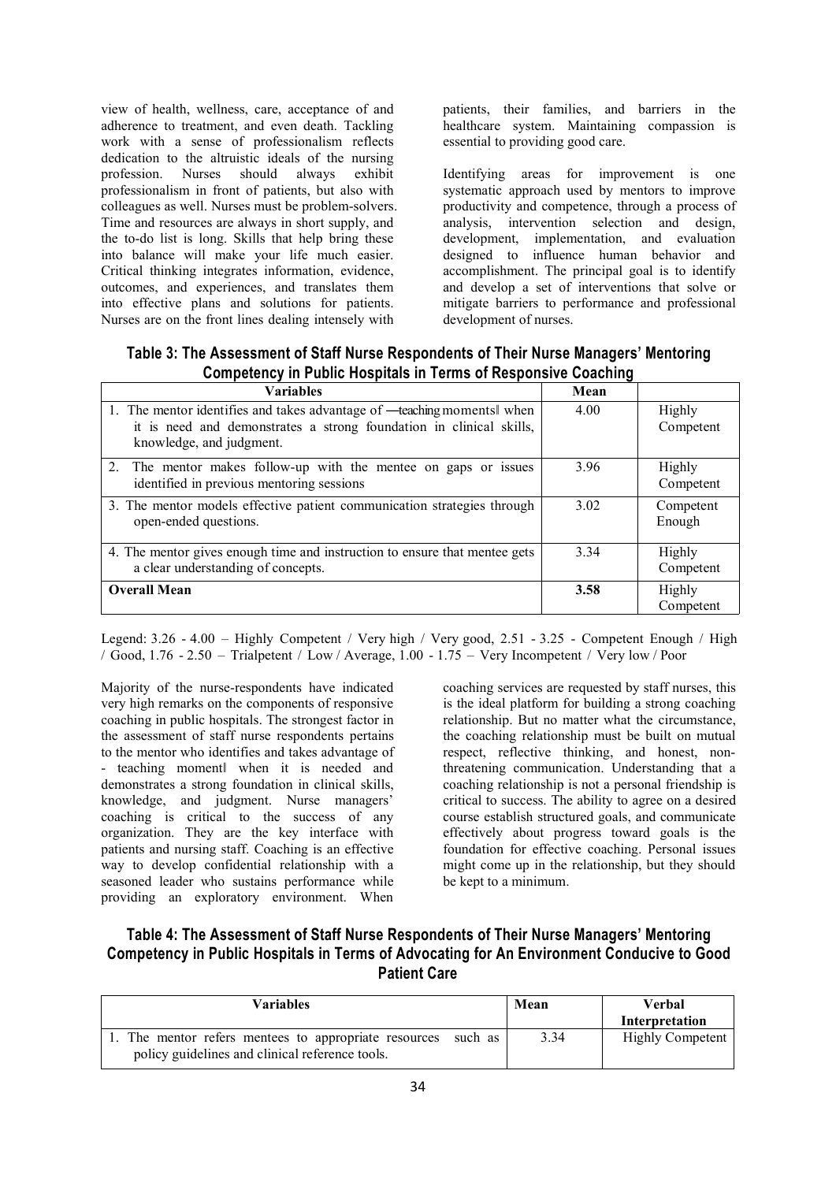view of health, wellness, care, acceptance of and adherence to treatment, and even death. Tackling work with a sense of professionalism reflects dedication to the altruistic ideals of the nursing profession. Nurses should always exhibit professionalism in front of patients, but also with colleagues as well. Nurses must be problem-solvers. Time and resources are always in short supply, and the to-do list is long. Skills that help bring these into balance will make your life much easier. Critical thinking integrates information, evidence, outcomes, and experiences, and translates them into effective plans and solutions for patients. Nurses are on the front lines dealing intensely with patients, their families, and barriers in the healthcare system. Maintaining compassion is essential to providing good care.

Identifying areas for improvement is one systematic approach used by mentors to improve productivity and competence, through a process of analysis, intervention selection and design, development, implementation, and evaluation designed to influence human behavior and accomplishment. The principal goal is to identify and develop a set of interventions that solve or mitigate barriers to performance and professional development of nurses.

**Table 3: The Assessment of Staff Nurse Respondents of Their Nurse Managers' Mentoring Competency in Public Hospitals in Terms of Responsive Coaching**

| Variables | Mean | |
|---|---|---|
| 1. The mentor identifies and takes advantage of ―teaching moments‖ when it is need and demonstrates a strong foundation in clinical skills, knowledge, and judgment. | 4.00 | Highly Competent |
| 2. The mentor makes follow-up with the mentee on gaps or issues identified in previous mentoring sessions | 3.96 | Highly Competent |
| 3. The mentor models effective patient communication strategies through open-ended questions. | 3.02 | Competent Enough |
| 4. The mentor gives enough time and instruction to ensure that mentee gets a clear understanding of concepts. | 3.34 | Highly Competent |
| **Overall Mean** | **3.58** | Highly Competent |

Legend: 3.26 - 4.00 – Highly Competent / Very high / Very good, 2.51 - 3.25 - Competent Enough / High / Good, 1.76 - 2.50 – Trialpetent / Low / Average, 1.00 - 1.75 – Very Incompetent / Very low / Poor

Majority of the nurse-respondents have indicated very high remarks on the components of responsive coaching in public hospitals. The strongest factor in the assessment of staff nurse respondents pertains to the mentor who identifies and takes advantage of - teaching moment‖ when it is needed and demonstrates a strong foundation in clinical skills, knowledge, and judgment. Nurse managers' coaching is critical to the success of any organization. They are the key interface with patients and nursing staff. Coaching is an effective way to develop confidential relationship with a seasoned leader who sustains performance while providing an exploratory environment. When coaching services are requested by staff nurses, this is the ideal platform for building a strong coaching relationship. But no matter what the circumstance, the coaching relationship must be built on mutual respect, reflective thinking, and honest, non-threatening communication. Understanding that a coaching relationship is not a personal friendship is critical to success. The ability to agree on a desired course establish structured goals, and communicate effectively about progress toward goals is the foundation for effective coaching. Personal issues might come up in the relationship, but they should be kept to a minimum.

**Table 4: The Assessment of Staff Nurse Respondents of Their Nurse Managers' Mentoring Competency in Public Hospitals in Terms of Advocating for An Environment Conducive to Good Patient Care**

| Variables | Mean | Verbal Interpretation |
|---|---|---|
| 1. The mentor refers mentees to appropriate resources such as policy guidelines and clinical reference tools. | 3.34 | Highly Competent |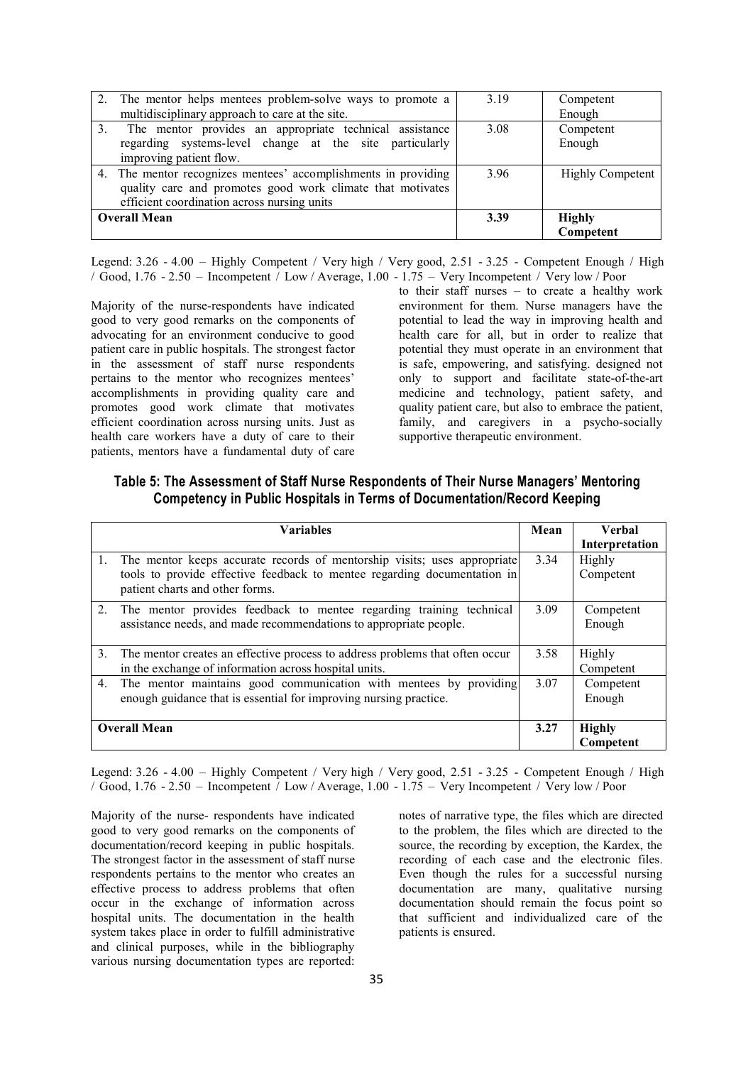| | | |
|---|---|---|
| 2. The mentor helps mentees problem-solve ways to promote a multidisciplinary approach to care at the site. | 3.19 | Competent Enough |
| 3. The mentor provides an appropriate technical assistance regarding systems-level change at the site particularly improving patient flow. | 3.08 | Competent Enough |
| 4. The mentor recognizes mentees' accomplishments in providing quality care and promotes good work climate that motivates efficient coordination across nursing units | 3.96 | Highly Competent |
| **Overall Mean** | **3.39** | **Highly Competent** |

Legend: 3.26 - 4.00 – Highly Competent / Very high / Very good, 2.51 - 3.25 - Competent Enough / High / Good, 1.76 - 2.50 – Incompetent / Low / Average, 1.00 - 1.75 – Very Incompetent / Very low / Poor

Majority of the nurse-respondents have indicated good to very good remarks on the components of advocating for an environment conducive to good patient care in public hospitals. The strongest factor in the assessment of staff nurse respondents pertains to the mentor who recognizes mentees' accomplishments in providing quality care and promotes good work climate that motivates efficient coordination across nursing units. Just as health care workers have a duty of care to their patients, mentors have a fundamental duty of care to their staff nurses – to create a healthy work environment for them. Nurse managers have the potential to lead the way in improving health and health care for all, but in order to realize that potential they must operate in an environment that is safe, empowering, and satisfying. designed not only to support and facilitate state-of-the-art medicine and technology, patient safety, and quality patient care, but also to embrace the patient, family, and caregivers in a psycho-socially supportive therapeutic environment.

### Table 5: The Assessment of Staff Nurse Respondents of Their Nurse Managers' Mentoring Competency in Public Hospitals in Terms of Documentation/Record Keeping

| Variables | Mean | Verbal Interpretation |
|---|---|---|
| 1. The mentor keeps accurate records of mentorship visits; uses appropriate tools to provide effective feedback to mentee regarding documentation in patient charts and other forms. | 3.34 | Highly Competent |
| 2. The mentor provides feedback to mentee regarding training technical assistance needs, and made recommendations to appropriate people. | 3.09 | Competent Enough |
| 3. The mentor creates an effective process to address problems that often occur in the exchange of information across hospital units. | 3.58 | Highly Competent |
| 4. The mentor maintains good communication with mentees by providing enough guidance that is essential for improving nursing practice. | 3.07 | Competent Enough |
| **Overall Mean** | **3.27** | **Highly Competent** |

Legend: 3.26 - 4.00 – Highly Competent / Very high / Very good, 2.51 - 3.25 - Competent Enough / High / Good, 1.76 - 2.50 – Incompetent / Low / Average, 1.00 - 1.75 – Very Incompetent / Very low / Poor

Majority of the nurse- respondents have indicated good to very good remarks on the components of documentation/record keeping in public hospitals. The strongest factor in the assessment of staff nurse respondents pertains to the mentor who creates an effective process to address problems that often occur in the exchange of information across hospital units. The documentation in the health system takes place in order to fulfill administrative and clinical purposes, while in the bibliography various nursing documentation types are reported: notes of narrative type, the files which are directed to the problem, the files which are directed to the source, the recording by exception, the Kardex, the recording of each case and the electronic files. Even though the rules for a successful nursing documentation are many, qualitative nursing documentation should remain the focus point so that sufficient and individualized care of the patients is ensured.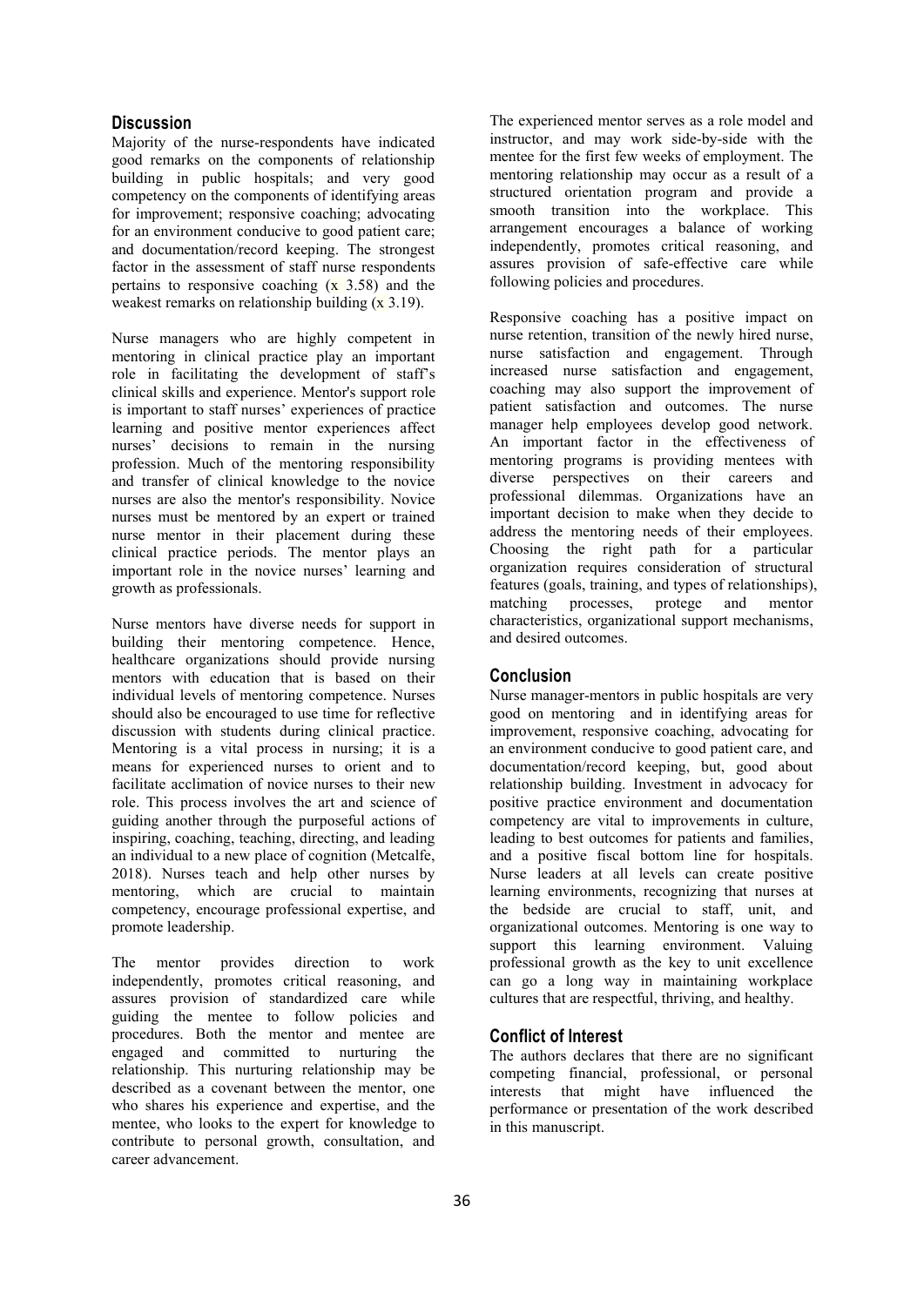## Discussion

Majority of the nurse-respondents have indicated good remarks on the components of relationship building in public hospitals; and very good competency on the components of identifying areas for improvement; responsive coaching; advocating for an environment conducive to good patient care; and documentation/record keeping. The strongest factor in the assessment of staff nurse respondents pertains to responsive coaching ($\bar{x}$ 3.58) and the weakest remarks on relationship building ($\bar{x}$ 3.19).

Nurse managers who are highly competent in mentoring in clinical practice play an important role in facilitating the development of staff's clinical skills and experience. Mentor's support role is important to staff nurses' experiences of practice learning and positive mentor experiences affect nurses' decisions to remain in the nursing profession. Much of the mentoring responsibility and transfer of clinical knowledge to the novice nurses are also the mentor's responsibility. Novice nurses must be mentored by an expert or trained nurse mentor in their placement during these clinical practice periods. The mentor plays an important role in the novice nurses' learning and growth as professionals.

Nurse mentors have diverse needs for support in building their mentoring competence. Hence, healthcare organizations should provide nursing mentors with education that is based on their individual levels of mentoring competence. Nurses should also be encouraged to use time for reflective discussion with students during clinical practice. Mentoring is a vital process in nursing; it is a means for experienced nurses to orient and to facilitate acclimation of novice nurses to their new role. This process involves the art and science of guiding another through the purposeful actions of inspiring, coaching, teaching, directing, and leading an individual to a new place of cognition (Metcalfe, 2018). Nurses teach and help other nurses by mentoring, which are crucial to maintain competency, encourage professional expertise, and promote leadership.

The mentor provides direction to work independently, promotes critical reasoning, and assures provision of standardized care while guiding the mentee to follow policies and procedures. Both the mentor and mentee are engaged and committed to nurturing the relationship. This nurturing relationship may be described as a covenant between the mentor, one who shares his experience and expertise, and the mentee, who looks to the expert for knowledge to contribute to personal growth, consultation, and career advancement.

The experienced mentor serves as a role model and instructor, and may work side-by-side with the mentee for the first few weeks of employment. The mentoring relationship may occur as a result of a structured orientation program and provide a smooth transition into the workplace. This arrangement encourages a balance of working independently, promotes critical reasoning, and assures provision of safe-effective care while following policies and procedures.

Responsive coaching has a positive impact on nurse retention, transition of the newly hired nurse, nurse satisfaction and engagement. Through increased nurse satisfaction and engagement, coaching may also support the improvement of patient satisfaction and outcomes. The nurse manager help employees develop good network. An important factor in the effectiveness of mentoring programs is providing mentees with diverse perspectives on their careers and professional dilemmas. Organizations have an important decision to make when they decide to address the mentoring needs of their employees. Choosing the right path for a particular organization requires consideration of structural features (goals, training, and types of relationships), matching processes, protege and mentor characteristics, organizational support mechanisms, and desired outcomes.

## Conclusion

Nurse manager-mentors in public hospitals are very good on mentoring and in identifying areas for improvement, responsive coaching, advocating for an environment conducive to good patient care, and documentation/record keeping, but, good about relationship building. Investment in advocacy for positive practice environment and documentation competency are vital to improvements in culture, leading to best outcomes for patients and families, and a positive fiscal bottom line for hospitals. Nurse leaders at all levels can create positive learning environments, recognizing that nurses at the bedside are crucial to staff, unit, and organizational outcomes. Mentoring is one way to support this learning environment. Valuing professional growth as the key to unit excellence can go a long way in maintaining workplace cultures that are respectful, thriving, and healthy.

## Conflict of Interest

The authors declares that there are no significant competing financial, professional, or personal interests that might have influenced the performance or presentation of the work described in this manuscript.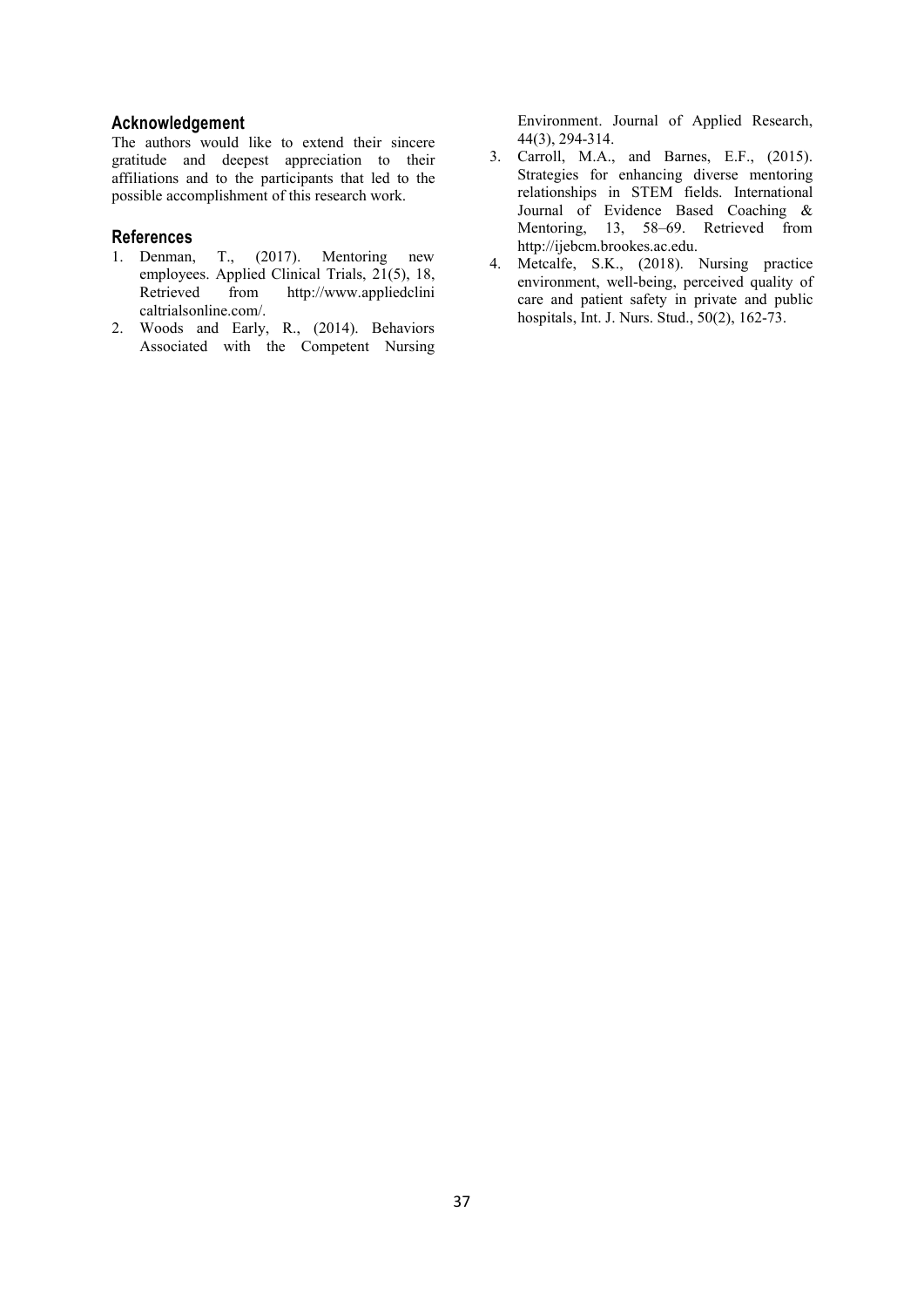## Acknowledgement

The authors would like to extend their sincere gratitude and deepest appreciation to their affiliations and to the participants that led to the possible accomplishment of this research work.

## References

1. Denman, T., (2017). Mentoring new employees. Applied Clinical Trials, 21(5), 18, Retrieved from http://www.appliedclinicaltrialsonline.com/.
2. Woods and Early, R., (2014). Behaviors Associated with the Competent Nursing Environment. Journal of Applied Research, 44(3), 294-314.
3. Carroll, M.A., and Barnes, E.F., (2015). Strategies for enhancing diverse mentoring relationships in STEM fields. International Journal of Evidence Based Coaching & Mentoring, 13, 58–69. Retrieved from http://ijebcm.brookes.ac.edu.
4. Metcalfe, S.K., (2018). Nursing practice environment, well-being, perceived quality of care and patient safety in private and public hospitals, Int. J. Nurs. Stud., 50(2), 162-73.